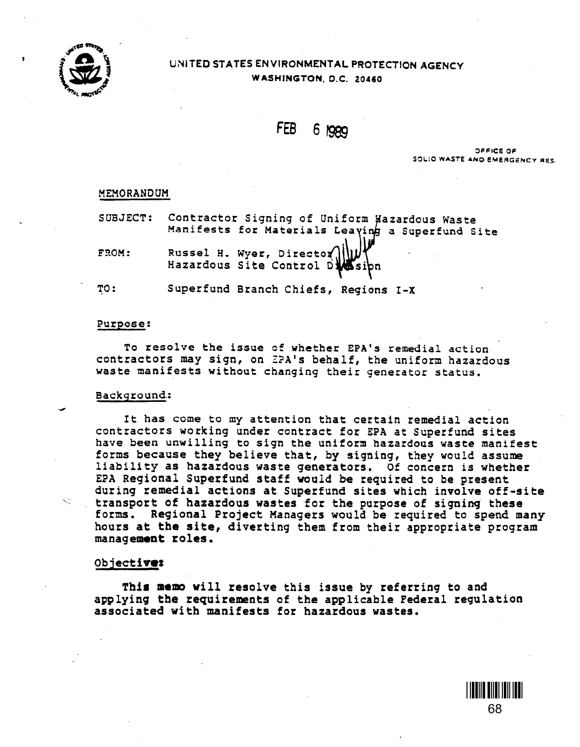UNITED STATES ENVIRONMENTAL PROTECTION AGENCY
WASHINGTON, D.C. 20460

FEB 6 1989

OFFICE OF
SOLID WASTE AND EMERGENCY RES.

MEMORANDUM

SUBJECT: Contractor Signing of Uniform Hazardous Waste Manifests for Materials Leaving a Superfund Site

FROM: Russel H. Wyer, Director
Hazardous Site Control Division

TO: Superfund Branch Chiefs, Regions I-X

## Purpose:

To resolve the issue of whether EPA's remedial action contractors may sign, on EPA's behalf, the uniform hazardous waste manifests without changing their generator status.

## Background:

It has come to my attention that certain remedial action contractors working under contract for EPA at Superfund sites have been unwilling to sign the uniform hazardous waste manifest forms because they believe that, by signing, they would assume liability as hazardous waste generators. Of concern is whether EPA Regional Superfund staff would be required to be present during remedial actions at Superfund sites which involve off-site transport of hazardous wastes for the purpose of signing these forms. Regional Project Managers would be required to spend many hours at the site, diverting them from their appropriate program management roles.

## Objective:

This memo will resolve this issue by referring to and applying the requirements of the applicable Federal regulation associated with manifests for hazardous wastes.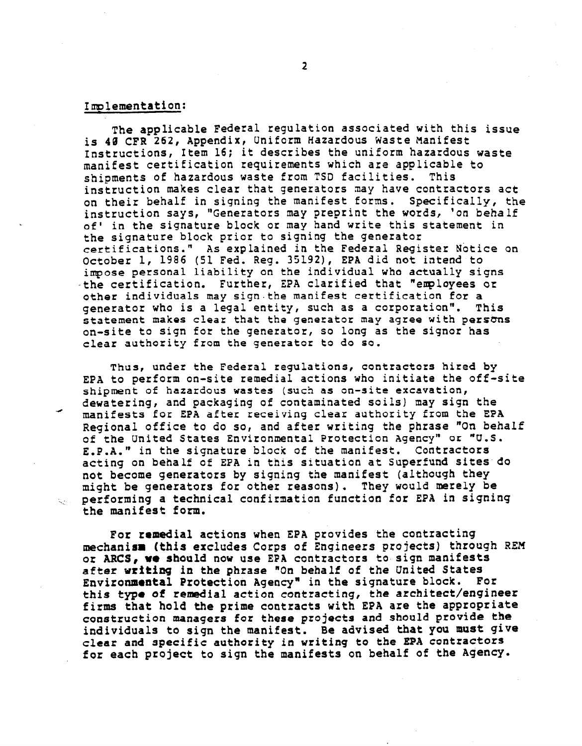Implementation:

The applicable Federal regulation associated with this issue is 40 CFR 262, Appendix, Uniform Hazardous Waste Manifest Instructions, Item 16; it describes the uniform hazardous waste manifest certification requirements which are applicable to shipments of hazardous waste from TSD facilities. This instruction makes clear that generators may have contractors act on their behalf in signing the manifest forms. Specifically, the instruction says, "Generators may preprint the words, 'on behalf of' in the signature block or may hand write this statement in the signature block prior to signing the generator certifications." As explained in the Federal Register Notice on October 1, 1986 (51 Fed. Reg. 35192), EPA did not intend to impose personal liability on the individual who actually signs the certification. Further, EPA clarified that "employees or other individuals may sign the manifest certification for a generator who is a legal entity, such as a corporation". This statement makes clear that the generator may agree with persons on-site to sign for the generator, so long as the signor has clear authority from the generator to do so.

Thus, under the Federal regulations, contractors hired by EPA to perform on-site remedial actions who initiate the off-site shipment of hazardous wastes (such as on-site excavation, dewatering, and packaging of contaminated soils) may sign the manifests for EPA after receiving clear authority from the EPA Regional office to do so, and after writing the phrase "On behalf of the United States Environmental Protection Agency" or "U.S. E.P.A." in the signature block of the manifest. Contractors acting on behalf of EPA in this situation at Superfund sites do not become generators by signing the manifest (although they might be generators for other reasons). They would merely be performing a technical confirmation function for EPA in signing the manifest form.

For remedial actions when EPA provides the contracting mechanism (this excludes Corps of Engineers projects) through REM or ARCS, we should now use EPA contractors to sign manifests after writing in the phrase "On behalf of the United States Environmental Protection Agency" in the signature block. For this type of remedial action contracting, the architect/engineer firms that hold the prime contracts with EPA are the appropriate construction managers for these projects and should provide the individuals to sign the manifest. Be advised that you must give clear and specific authority in writing to the EPA contractors for each project to sign the manifests on behalf of the Agency.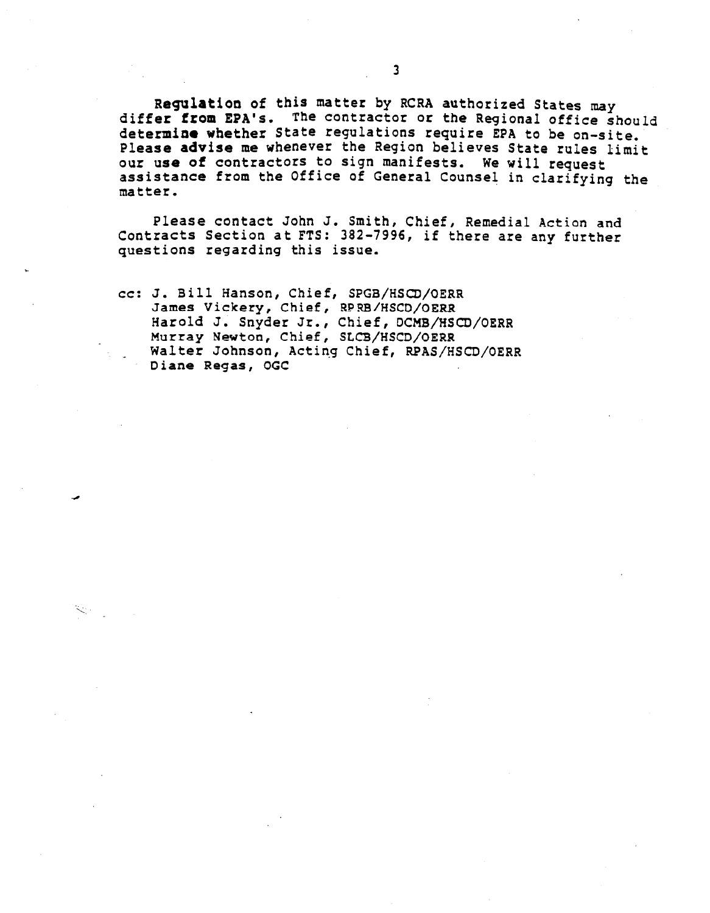Regulation of this matter by RCRA authorized States may differ from EPA's. The contractor or the Regional office should determine whether State regulations require EPA to be on-site. Please advise me whenever the Region believes State rules limit our use of contractors to sign manifests. We will request assistance from the Office of General Counsel in clarifying the matter.

Please contact John J. Smith, Chief, Remedial Action and Contracts Section at FTS: 382-7996, if there are any further questions regarding this issue.

cc: J. Bill Hanson, Chief, SPGB/HSCD/OERR
James Vickery, Chief, RPRB/HSCD/OERR
Harold J. Snyder Jr., Chief, DCMB/HSCD/OERR
Murray Newton, Chief, SLCB/HSCD/OERR
Walter Johnson, Acting Chief, RPAS/HSCD/OERR
Diane Regas, OGC